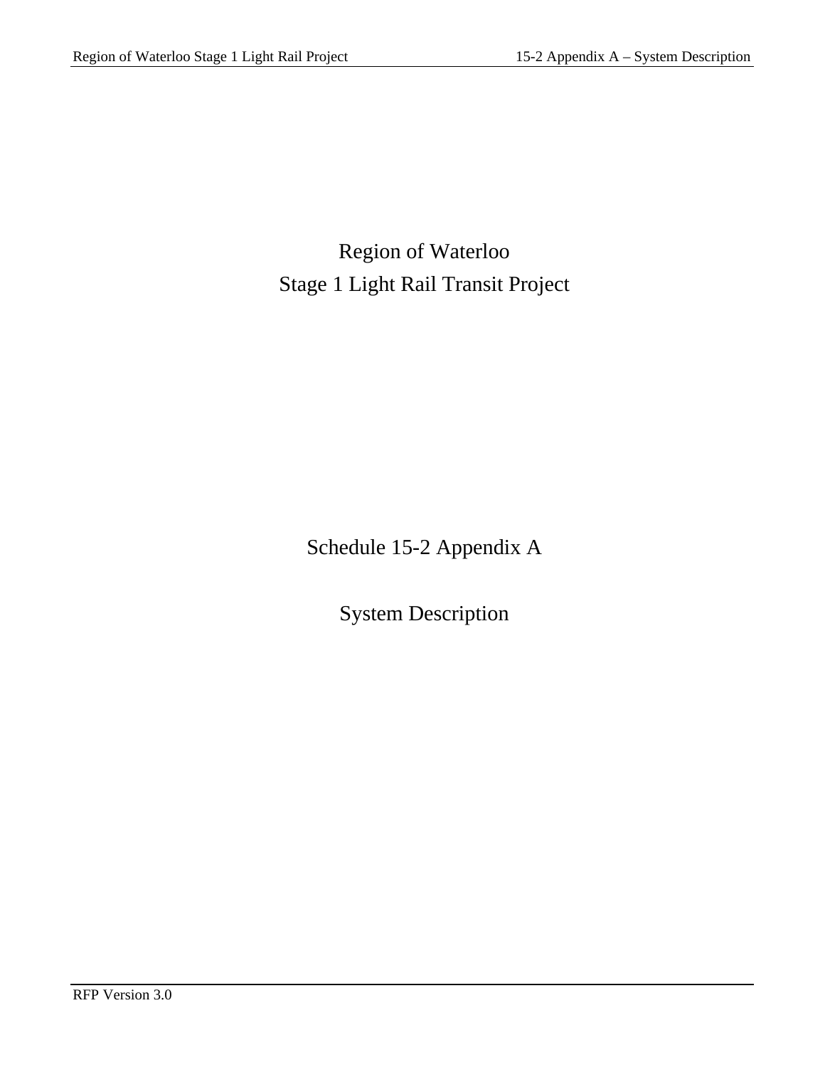# Region of Waterloo
# Stage 1 Light Rail Transit Project

## Schedule 15-2 Appendix A

## System Description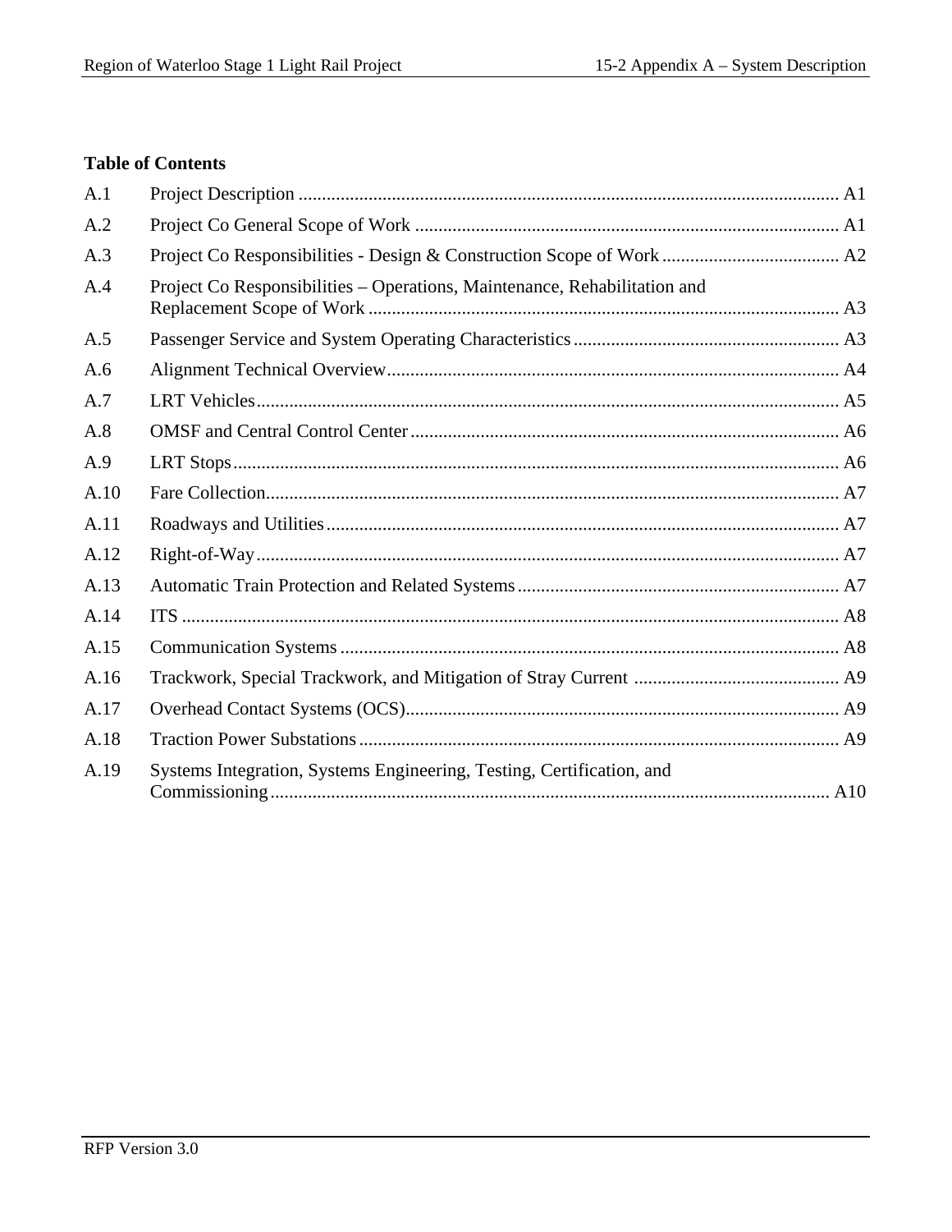**Table of Contents**

| | | |
|---|---|---|
| A.1 | Project Description | A1 |
| A.2 | Project Co General Scope of Work | A1 |
| A.3 | Project Co Responsibilities - Design & Construction Scope of Work | A2 |
| A.4 | Project Co Responsibilities – Operations, Maintenance, Rehabilitation and Replacement Scope of Work | A3 |
| A.5 | Passenger Service and System Operating Characteristics | A3 |
| A.6 | Alignment Technical Overview | A4 |
| A.7 | LRT Vehicles | A5 |
| A.8 | OMSF and Central Control Center | A6 |
| A.9 | LRT Stops | A6 |
| A.10 | Fare Collection | A7 |
| A.11 | Roadways and Utilities | A7 |
| A.12 | Right-of-Way | A7 |
| A.13 | Automatic Train Protection and Related Systems | A7 |
| A.14 | ITS | A8 |
| A.15 | Communication Systems | A8 |
| A.16 | Trackwork, Special Trackwork, and Mitigation of Stray Current | A9 |
| A.17 | Overhead Contact Systems (OCS) | A9 |
| A.18 | Traction Power Substations | A9 |
| A.19 | Systems Integration, Systems Engineering, Testing, Certification, and Commissioning | A10 |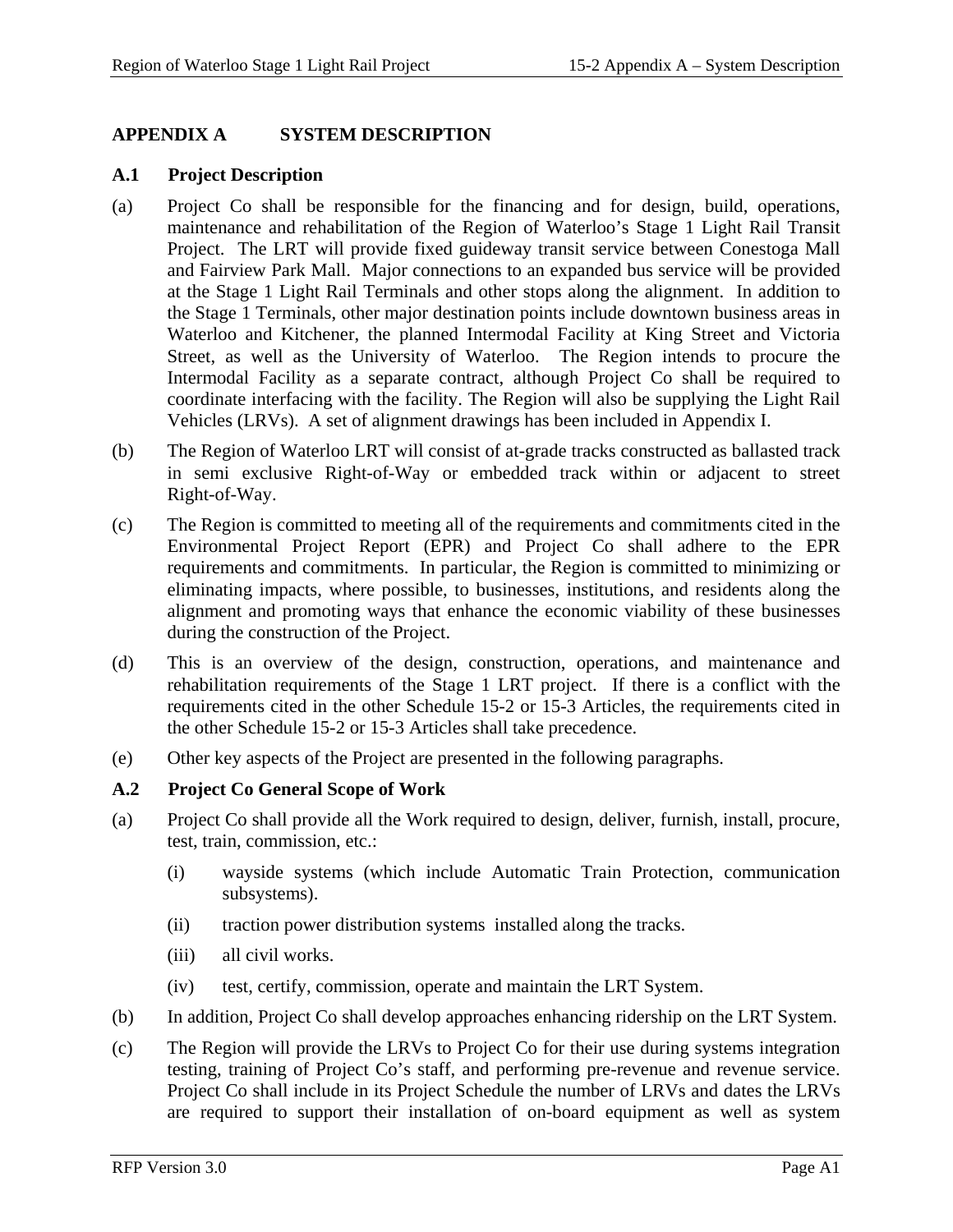# APPENDIX A SYSTEM DESCRIPTION

## A.1 Project Description

(a) Project Co shall be responsible for the financing and for design, build, operations, maintenance and rehabilitation of the Region of Waterloo's Stage 1 Light Rail Transit Project. The LRT will provide fixed guideway transit service between Conestoga Mall and Fairview Park Mall. Major connections to an expanded bus service will be provided at the Stage 1 Light Rail Terminals and other stops along the alignment. In addition to the Stage 1 Terminals, other major destination points include downtown business areas in Waterloo and Kitchener, the planned Intermodal Facility at King Street and Victoria Street, as well as the University of Waterloo. The Region intends to procure the Intermodal Facility as a separate contract, although Project Co shall be required to coordinate interfacing with the facility. The Region will also be supplying the Light Rail Vehicles (LRVs). A set of alignment drawings has been included in Appendix I.

(b) The Region of Waterloo LRT will consist of at-grade tracks constructed as ballasted track in semi exclusive Right-of-Way or embedded track within or adjacent to street Right-of-Way.

(c) The Region is committed to meeting all of the requirements and commitments cited in the Environmental Project Report (EPR) and Project Co shall adhere to the EPR requirements and commitments. In particular, the Region is committed to minimizing or eliminating impacts, where possible, to businesses, institutions, and residents along the alignment and promoting ways that enhance the economic viability of these businesses during the construction of the Project.

(d) This is an overview of the design, construction, operations, and maintenance and rehabilitation requirements of the Stage 1 LRT project. If there is a conflict with the requirements cited in the other Schedule 15-2 or 15-3 Articles, the requirements cited in the other Schedule 15-2 or 15-3 Articles shall take precedence.

(e) Other key aspects of the Project are presented in the following paragraphs.

## A.2 Project Co General Scope of Work

(a) Project Co shall provide all the Work required to design, deliver, furnish, install, procure, test, train, commission, etc.:

  (i) wayside systems (which include Automatic Train Protection, communication subsystems).

  (ii) traction power distribution systems installed along the tracks.

  (iii) all civil works.

  (iv) test, certify, commission, operate and maintain the LRT System.

(b) In addition, Project Co shall develop approaches enhancing ridership on the LRT System.

(c) The Region will provide the LRVs to Project Co for their use during systems integration testing, training of Project Co's staff, and performing pre-revenue and revenue service. Project Co shall include in its Project Schedule the number of LRVs and dates the LRVs are required to support their installation of on-board equipment as well as system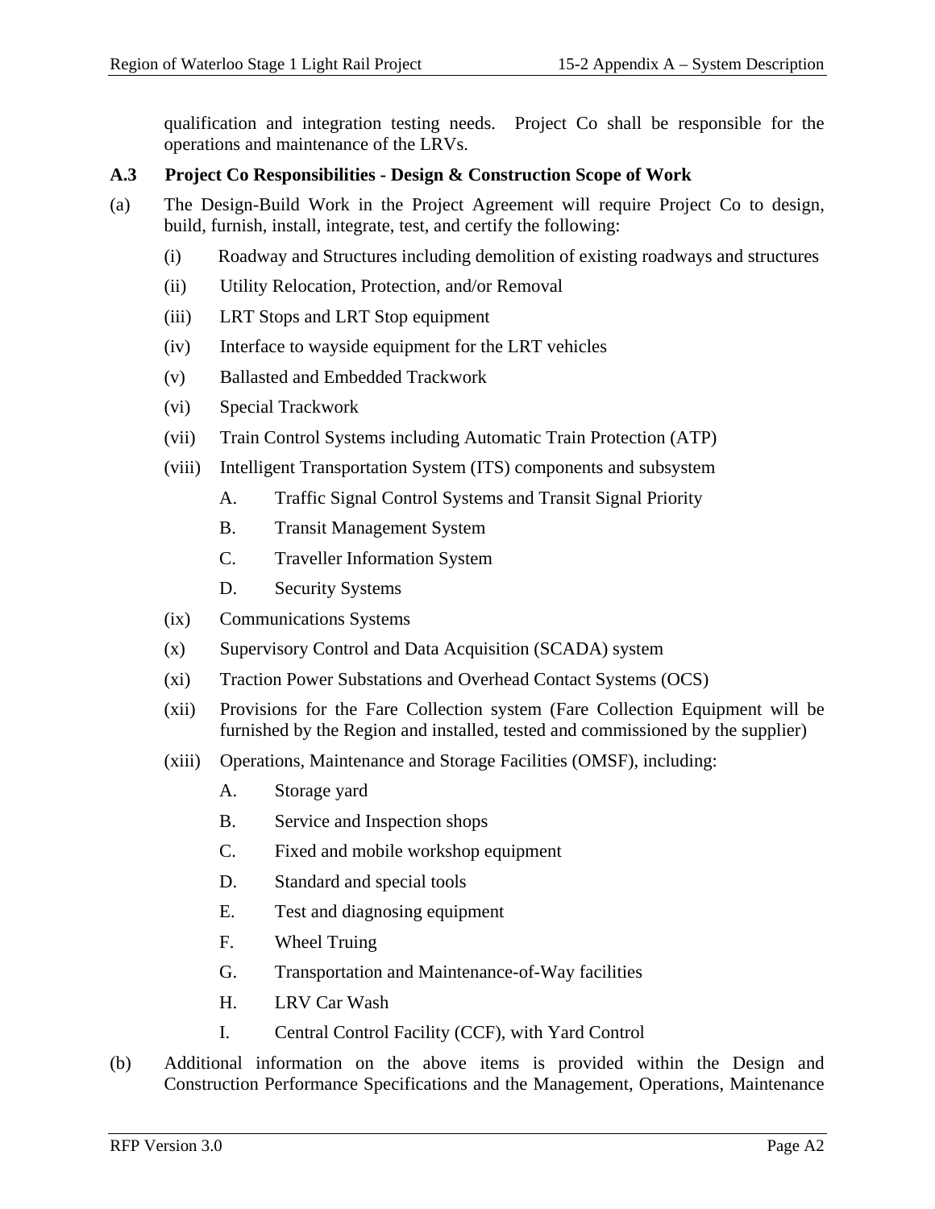qualification and integration testing needs. Project Co shall be responsible for the operations and maintenance of the LRVs.

### A.3 Project Co Responsibilities - Design & Construction Scope of Work

(a) The Design-Build Work in the Project Agreement will require Project Co to design, build, furnish, install, integrate, test, and certify the following:

- (i) Roadway and Structures including demolition of existing roadways and structures
- (ii) Utility Relocation, Protection, and/or Removal
- (iii) LRT Stops and LRT Stop equipment
- (iv) Interface to wayside equipment for the LRT vehicles
- (v) Ballasted and Embedded Trackwork
- (vi) Special Trackwork
- (vii) Train Control Systems including Automatic Train Protection (ATP)
- (viii) Intelligent Transportation System (ITS) components and subsystem
  - A. Traffic Signal Control Systems and Transit Signal Priority
  - B. Transit Management System
  - C. Traveller Information System
  - D. Security Systems
- (ix) Communications Systems
- (x) Supervisory Control and Data Acquisition (SCADA) system
- (xi) Traction Power Substations and Overhead Contact Systems (OCS)
- (xii) Provisions for the Fare Collection system (Fare Collection Equipment will be furnished by the Region and installed, tested and commissioned by the supplier)
- (xiii) Operations, Maintenance and Storage Facilities (OMSF), including:
  - A. Storage yard
  - B. Service and Inspection shops
  - C. Fixed and mobile workshop equipment
  - D. Standard and special tools
  - E. Test and diagnosing equipment
  - F. Wheel Truing
  - G. Transportation and Maintenance-of-Way facilities
  - H. LRV Car Wash
  - I. Central Control Facility (CCF), with Yard Control

(b) Additional information on the above items is provided within the Design and Construction Performance Specifications and the Management, Operations, Maintenance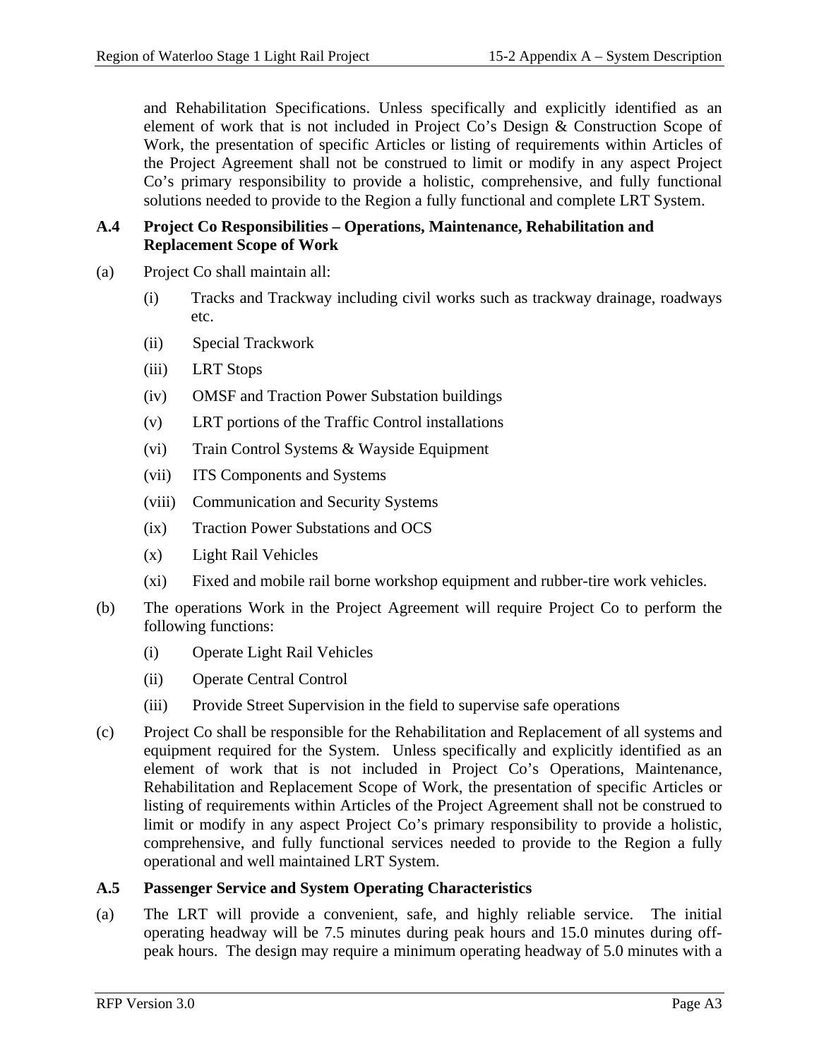and Rehabilitation Specifications. Unless specifically and explicitly identified as an element of work that is not included in Project Co's Design & Construction Scope of Work, the presentation of specific Articles or listing of requirements within Articles of the Project Agreement shall not be construed to limit or modify in any aspect Project Co's primary responsibility to provide a holistic, comprehensive, and fully functional solutions needed to provide to the Region a fully functional and complete LRT System.

### A.4 Project Co Responsibilities – Operations, Maintenance, Rehabilitation and Replacement Scope of Work

(a) Project Co shall maintain all:

- (i) Tracks and Trackway including civil works such as trackway drainage, roadways etc.
- (ii) Special Trackwork
- (iii) LRT Stops
- (iv) OMSF and Traction Power Substation buildings
- (v) LRT portions of the Traffic Control installations
- (vi) Train Control Systems & Wayside Equipment
- (vii) ITS Components and Systems
- (viii) Communication and Security Systems
- (ix) Traction Power Substations and OCS
- (x) Light Rail Vehicles
- (xi) Fixed and mobile rail borne workshop equipment and rubber-tire work vehicles.

(b) The operations Work in the Project Agreement will require Project Co to perform the following functions:

- (i) Operate Light Rail Vehicles
- (ii) Operate Central Control
- (iii) Provide Street Supervision in the field to supervise safe operations

(c) Project Co shall be responsible for the Rehabilitation and Replacement of all systems and equipment required for the System. Unless specifically and explicitly identified as an element of work that is not included in Project Co's Operations, Maintenance, Rehabilitation and Replacement Scope of Work, the presentation of specific Articles or listing of requirements within Articles of the Project Agreement shall not be construed to limit or modify in any aspect Project Co's primary responsibility to provide a holistic, comprehensive, and fully functional services needed to provide to the Region a fully operational and well maintained LRT System.

### A.5 Passenger Service and System Operating Characteristics

(a) The LRT will provide a convenient, safe, and highly reliable service. The initial operating headway will be 7.5 minutes during peak hours and 15.0 minutes during off-peak hours. The design may require a minimum operating headway of 5.0 minutes with a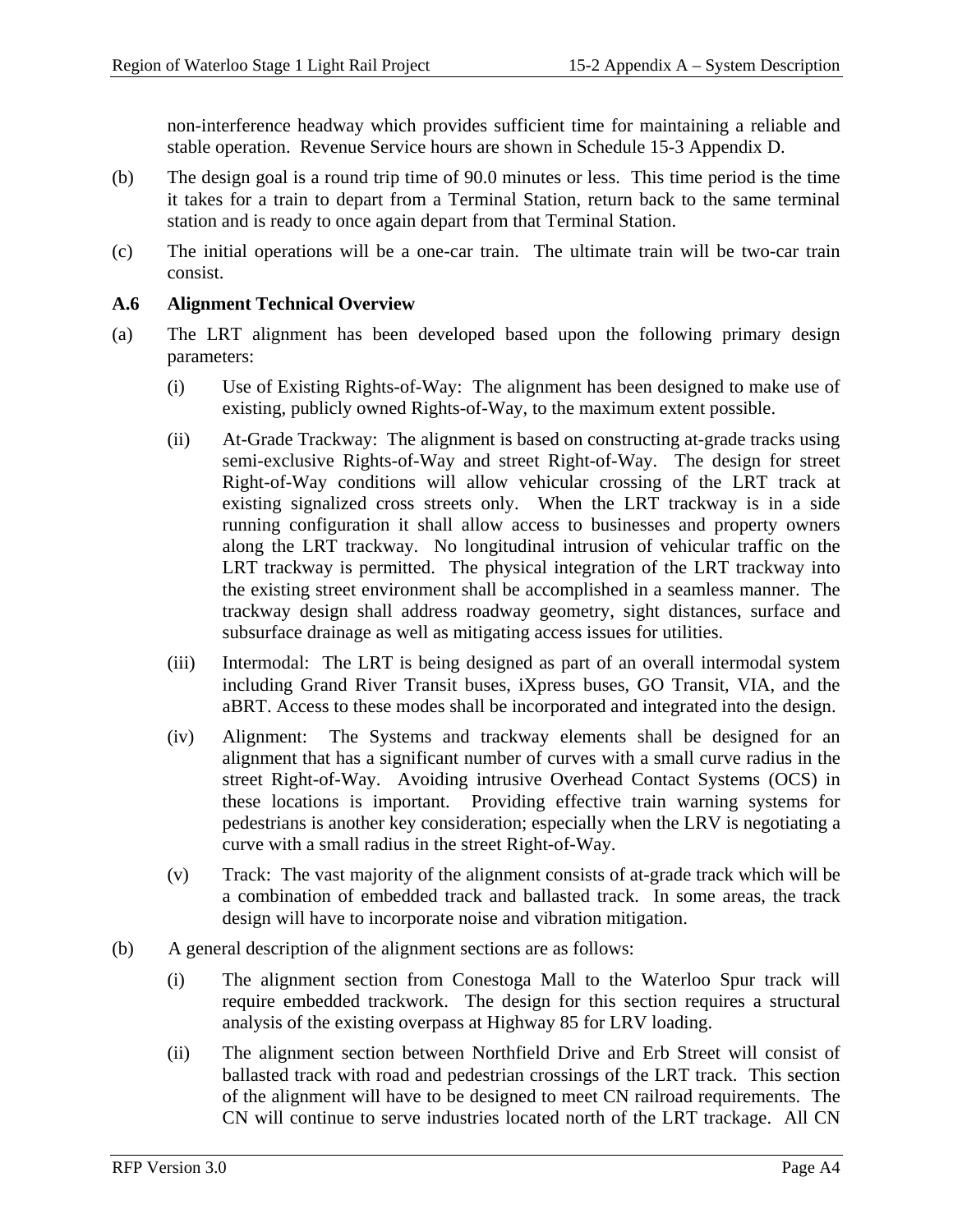non-interference headway which provides sufficient time for maintaining a reliable and stable operation. Revenue Service hours are shown in Schedule 15-3 Appendix D.

(b) The design goal is a round trip time of 90.0 minutes or less. This time period is the time it takes for a train to depart from a Terminal Station, return back to the same terminal station and is ready to once again depart from that Terminal Station.

(c) The initial operations will be a one-car train. The ultimate train will be two-car train consist.

### A.6 Alignment Technical Overview

(a) The LRT alignment has been developed based upon the following primary design parameters:

(i) Use of Existing Rights-of-Way: The alignment has been designed to make use of existing, publicly owned Rights-of-Way, to the maximum extent possible.

(ii) At-Grade Trackway: The alignment is based on constructing at-grade tracks using semi-exclusive Rights-of-Way and street Right-of-Way. The design for street Right-of-Way conditions will allow vehicular crossing of the LRT track at existing signalized cross streets only. When the LRT trackway is in a side running configuration it shall allow access to businesses and property owners along the LRT trackway. No longitudinal intrusion of vehicular traffic on the LRT trackway is permitted. The physical integration of the LRT trackway into the existing street environment shall be accomplished in a seamless manner. The trackway design shall address roadway geometry, sight distances, surface and subsurface drainage as well as mitigating access issues for utilities.

(iii) Intermodal: The LRT is being designed as part of an overall intermodal system including Grand River Transit buses, iXpress buses, GO Transit, VIA, and the aBRT. Access to these modes shall be incorporated and integrated into the design.

(iv) Alignment: The Systems and trackway elements shall be designed for an alignment that has a significant number of curves with a small curve radius in the street Right-of-Way. Avoiding intrusive Overhead Contact Systems (OCS) in these locations is important. Providing effective train warning systems for pedestrians is another key consideration; especially when the LRV is negotiating a curve with a small radius in the street Right-of-Way.

(v) Track: The vast majority of the alignment consists of at-grade track which will be a combination of embedded track and ballasted track. In some areas, the track design will have to incorporate noise and vibration mitigation.

(b) A general description of the alignment sections are as follows:

(i) The alignment section from Conestoga Mall to the Waterloo Spur track will require embedded trackwork. The design for this section requires a structural analysis of the existing overpass at Highway 85 for LRV loading.

(ii) The alignment section between Northfield Drive and Erb Street will consist of ballasted track with road and pedestrian crossings of the LRT track. This section of the alignment will have to be designed to meet CN railroad requirements. The CN will continue to serve industries located north of the LRT trackage. All CN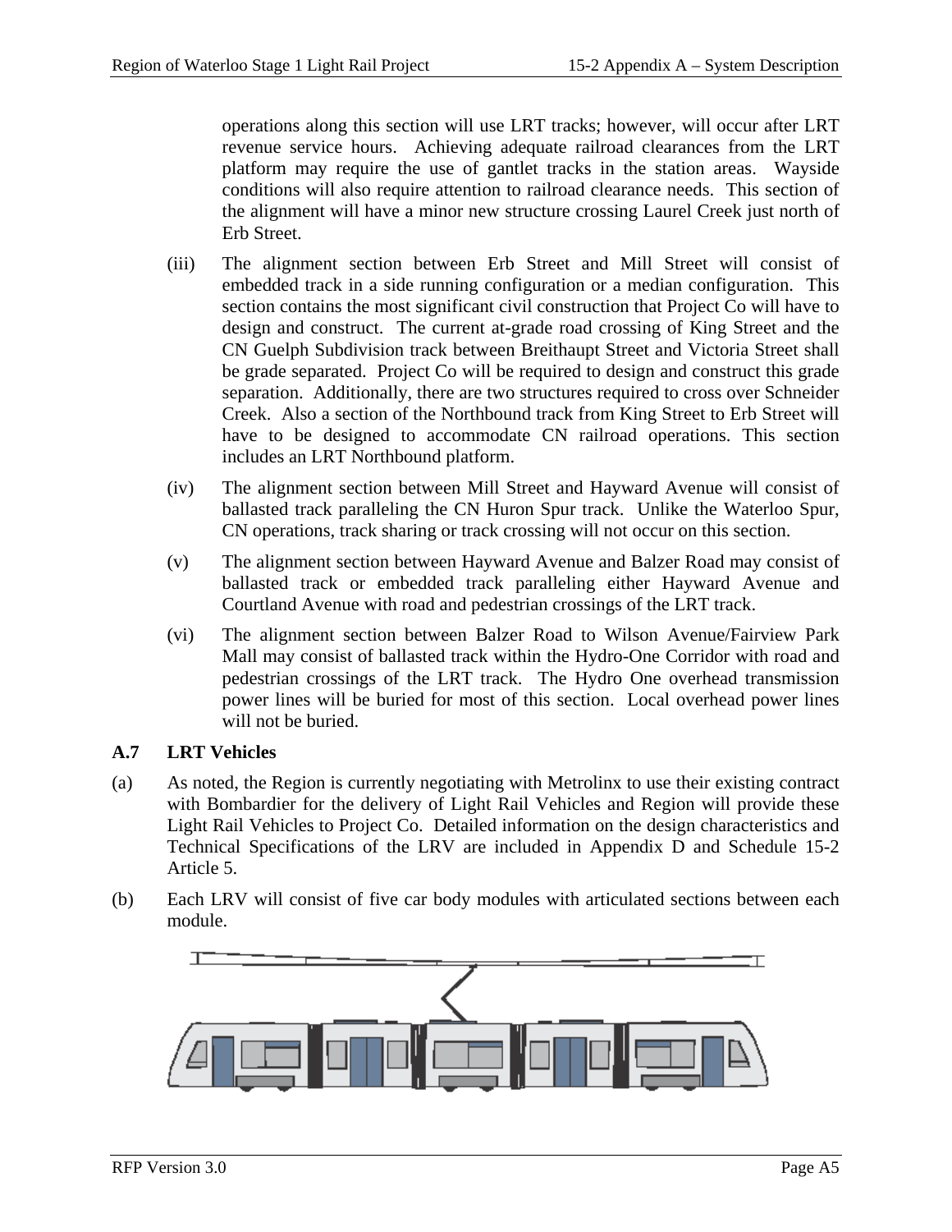operations along this section will use LRT tracks; however, will occur after LRT revenue service hours. Achieving adequate railroad clearances from the LRT platform may require the use of gantlet tracks in the station areas. Wayside conditions will also require attention to railroad clearance needs. This section of the alignment will have a minor new structure crossing Laurel Creek just north of Erb Street.

(iii) The alignment section between Erb Street and Mill Street will consist of embedded track in a side running configuration or a median configuration. This section contains the most significant civil construction that Project Co will have to design and construct. The current at-grade road crossing of King Street and the CN Guelph Subdivision track between Breithaupt Street and Victoria Street shall be grade separated. Project Co will be required to design and construct this grade separation. Additionally, there are two structures required to cross over Schneider Creek. Also a section of the Northbound track from King Street to Erb Street will have to be designed to accommodate CN railroad operations. This section includes an LRT Northbound platform.

(iv) The alignment section between Mill Street and Hayward Avenue will consist of ballasted track paralleling the CN Huron Spur track. Unlike the Waterloo Spur, CN operations, track sharing or track crossing will not occur on this section.

(v) The alignment section between Hayward Avenue and Balzer Road may consist of ballasted track or embedded track paralleling either Hayward Avenue and Courtland Avenue with road and pedestrian crossings of the LRT track.

(vi) The alignment section between Balzer Road to Wilson Avenue/Fairview Park Mall may consist of ballasted track within the Hydro-One Corridor with road and pedestrian crossings of the LRT track. The Hydro One overhead transmission power lines will be buried for most of this section. Local overhead power lines will not be buried.

### A.7 LRT Vehicles

(a) As noted, the Region is currently negotiating with Metrolinx to use their existing contract with Bombardier for the delivery of Light Rail Vehicles and Region will provide these Light Rail Vehicles to Project Co. Detailed information on the design characteristics and Technical Specifications of the LRV are included in Appendix D and Schedule 15-2 Article 5.

(b) Each LRV will consist of five car body modules with articulated sections between each module.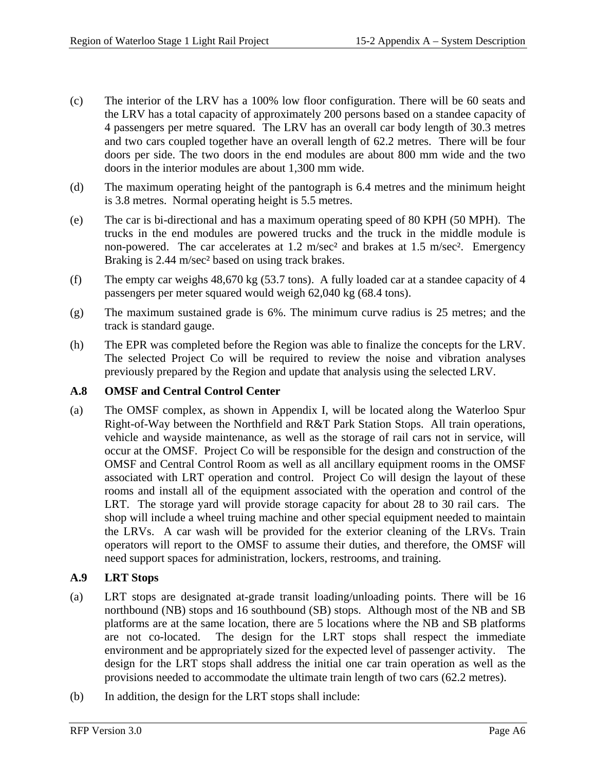(c) The interior of the LRV has a 100% low floor configuration. There will be 60 seats and the LRV has a total capacity of approximately 200 persons based on a standee capacity of 4 passengers per metre squared. The LRV has an overall car body length of 30.3 metres and two cars coupled together have an overall length of 62.2 metres. There will be four doors per side. The two doors in the end modules are about 800 mm wide and the two doors in the interior modules are about 1,300 mm wide.

(d) The maximum operating height of the pantograph is 6.4 metres and the minimum height is 3.8 metres. Normal operating height is 5.5 metres.

(e) The car is bi-directional and has a maximum operating speed of 80 KPH (50 MPH). The trucks in the end modules are powered trucks and the truck in the middle module is non-powered. The car accelerates at 1.2 $m/sec^2$ and brakes at 1.5 $m/sec^2$. Emergency Braking is 2.44 $m/sec^2$ based on using track brakes.

(f) The empty car weighs 48,670 kg (53.7 tons). A fully loaded car at a standee capacity of 4 passengers per meter squared would weigh 62,040 kg (68.4 tons).

(g) The maximum sustained grade is 6%. The minimum curve radius is 25 metres; and the track is standard gauge.

(h) The EPR was completed before the Region was able to finalize the concepts for the LRV. The selected Project Co will be required to review the noise and vibration analyses previously prepared by the Region and update that analysis using the selected LRV.

## A.8 OMSF and Central Control Center

(a) The OMSF complex, as shown in Appendix I, will be located along the Waterloo Spur Right-of-Way between the Northfield and R&T Park Station Stops. All train operations, vehicle and wayside maintenance, as well as the storage of rail cars not in service, will occur at the OMSF. Project Co will be responsible for the design and construction of the OMSF and Central Control Room as well as all ancillary equipment rooms in the OMSF associated with LRT operation and control. Project Co will design the layout of these rooms and install all of the equipment associated with the operation and control of the LRT. The storage yard will provide storage capacity for about 28 to 30 rail cars. The shop will include a wheel truing machine and other special equipment needed to maintain the LRVs. A car wash will be provided for the exterior cleaning of the LRVs. Train operators will report to the OMSF to assume their duties, and therefore, the OMSF will need support spaces for administration, lockers, restrooms, and training.

## A.9 LRT Stops

(a) LRT stops are designated at-grade transit loading/unloading points. There will be 16 northbound (NB) stops and 16 southbound (SB) stops. Although most of the NB and SB platforms are at the same location, there are 5 locations where the NB and SB platforms are not co-located. The design for the LRT stops shall respect the immediate environment and be appropriately sized for the expected level of passenger activity. The design for the LRT stops shall address the initial one car train operation as well as the provisions needed to accommodate the ultimate train length of two cars (62.2 metres).

(b) In addition, the design for the LRT stops shall include: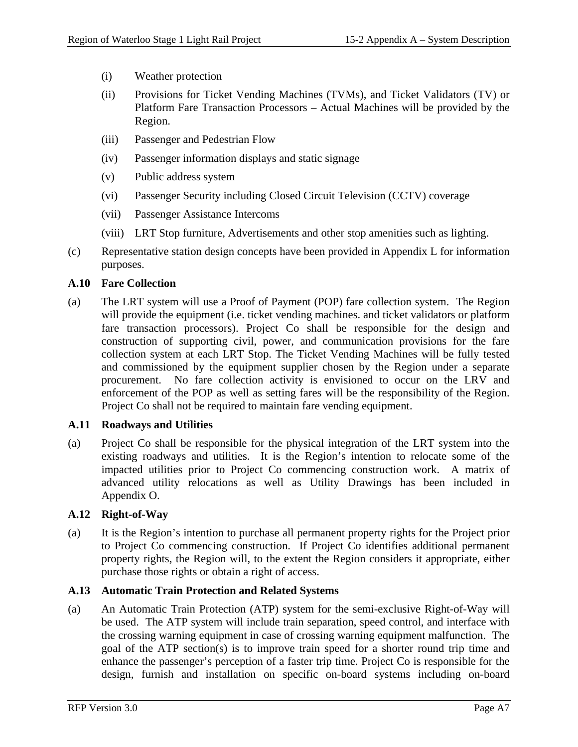(i) Weather protection

(ii) Provisions for Ticket Vending Machines (TVMs), and Ticket Validators (TV) or Platform Fare Transaction Processors – Actual Machines will be provided by the Region.

(iii) Passenger and Pedestrian Flow

(iv) Passenger information displays and static signage

(v) Public address system

(vi) Passenger Security including Closed Circuit Television (CCTV) coverage

(vii) Passenger Assistance Intercoms

(viii) LRT Stop furniture, Advertisements and other stop amenities such as lighting.

(c) Representative station design concepts have been provided in Appendix L for information purposes.

### A.10 Fare Collection

(a) The LRT system will use a Proof of Payment (POP) fare collection system. The Region will provide the equipment (i.e. ticket vending machines. and ticket validators or platform fare transaction processors). Project Co shall be responsible for the design and construction of supporting civil, power, and communication provisions for the fare collection system at each LRT Stop. The Ticket Vending Machines will be fully tested and commissioned by the equipment supplier chosen by the Region under a separate procurement. No fare collection activity is envisioned to occur on the LRV and enforcement of the POP as well as setting fares will be the responsibility of the Region. Project Co shall not be required to maintain fare vending equipment.

### A.11 Roadways and Utilities

(a) Project Co shall be responsible for the physical integration of the LRT system into the existing roadways and utilities. It is the Region's intention to relocate some of the impacted utilities prior to Project Co commencing construction work. A matrix of advanced utility relocations as well as Utility Drawings has been included in Appendix O.

### A.12 Right-of-Way

(a) It is the Region's intention to purchase all permanent property rights for the Project prior to Project Co commencing construction. If Project Co identifies additional permanent property rights, the Region will, to the extent the Region considers it appropriate, either purchase those rights or obtain a right of access.

### A.13 Automatic Train Protection and Related Systems

(a) An Automatic Train Protection (ATP) system for the semi-exclusive Right-of-Way will be used. The ATP system will include train separation, speed control, and interface with the crossing warning equipment in case of crossing warning equipment malfunction. The goal of the ATP section(s) is to improve train speed for a shorter round trip time and enhance the passenger's perception of a faster trip time. Project Co is responsible for the design, furnish and installation on specific on-board systems including on-board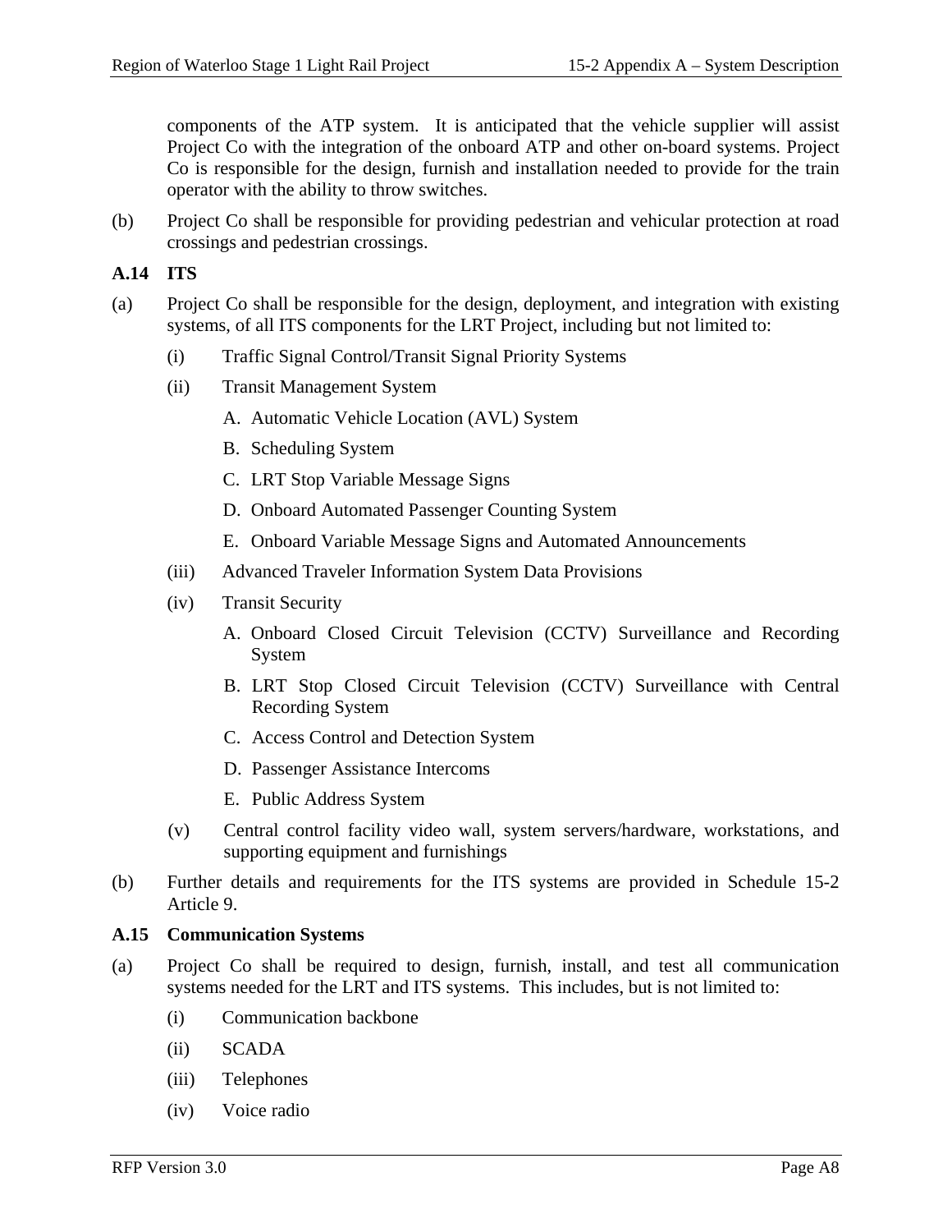components of the ATP system. It is anticipated that the vehicle supplier will assist Project Co with the integration of the onboard ATP and other on-board systems. Project Co is responsible for the design, furnish and installation needed to provide for the train operator with the ability to throw switches.

(b) Project Co shall be responsible for providing pedestrian and vehicular protection at road crossings and pedestrian crossings.

### A.14 ITS

(a) Project Co shall be responsible for the design, deployment, and integration with existing systems, of all ITS components for the LRT Project, including but not limited to:

  (i) Traffic Signal Control/Transit Signal Priority Systems

  (ii) Transit Management System

    A. Automatic Vehicle Location (AVL) System

    B. Scheduling System

    C. LRT Stop Variable Message Signs

    D. Onboard Automated Passenger Counting System

    E. Onboard Variable Message Signs and Automated Announcements

  (iii) Advanced Traveler Information System Data Provisions

  (iv) Transit Security

    A. Onboard Closed Circuit Television (CCTV) Surveillance and Recording System

    B. LRT Stop Closed Circuit Television (CCTV) Surveillance with Central Recording System

    C. Access Control and Detection System

    D. Passenger Assistance Intercoms

    E. Public Address System

  (v) Central control facility video wall, system servers/hardware, workstations, and supporting equipment and furnishings

(b) Further details and requirements for the ITS systems are provided in Schedule 15-2 Article 9.

### A.15 Communication Systems

(a) Project Co shall be required to design, furnish, install, and test all communication systems needed for the LRT and ITS systems. This includes, but is not limited to:

  (i) Communication backbone

  (ii) SCADA

  (iii) Telephones

  (iv) Voice radio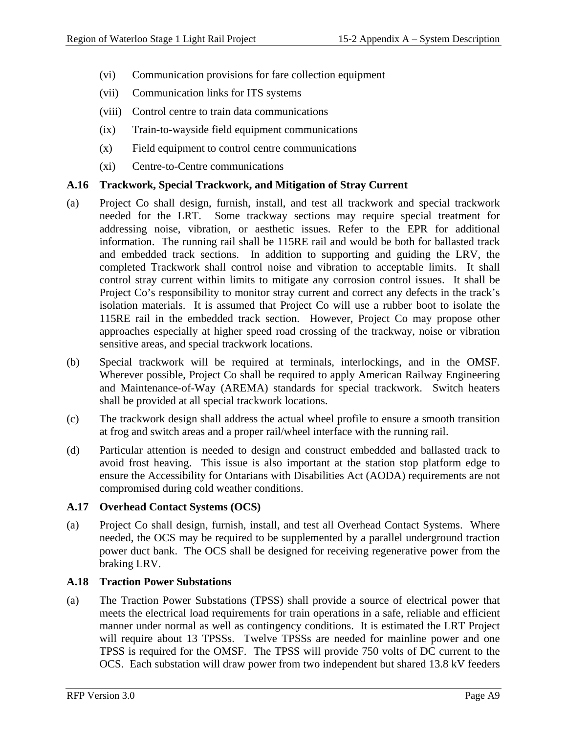(vi) Communication provisions for fare collection equipment

(vii) Communication links for ITS systems

(viii) Control centre to train data communications

(ix) Train-to-wayside field equipment communications

(x) Field equipment to control centre communications

(xi) Centre-to-Centre communications

### A.16 Trackwork, Special Trackwork, and Mitigation of Stray Current

(a) Project Co shall design, furnish, install, and test all trackwork and special trackwork needed for the LRT. Some trackway sections may require special treatment for addressing noise, vibration, or aesthetic issues. Refer to the EPR for additional information. The running rail shall be 115RE rail and would be both for ballasted track and embedded track sections. In addition to supporting and guiding the LRV, the completed Trackwork shall control noise and vibration to acceptable limits. It shall control stray current within limits to mitigate any corrosion control issues. It shall be Project Co's responsibility to monitor stray current and correct any defects in the track's isolation materials. It is assumed that Project Co will use a rubber boot to isolate the 115RE rail in the embedded track section. However, Project Co may propose other approaches especially at higher speed road crossing of the trackway, noise or vibration sensitive areas, and special trackwork locations.

(b) Special trackwork will be required at terminals, interlockings, and in the OMSF. Wherever possible, Project Co shall be required to apply American Railway Engineering and Maintenance-of-Way (AREMA) standards for special trackwork. Switch heaters shall be provided at all special trackwork locations.

(c) The trackwork design shall address the actual wheel profile to ensure a smooth transition at frog and switch areas and a proper rail/wheel interface with the running rail.

(d) Particular attention is needed to design and construct embedded and ballasted track to avoid frost heaving. This issue is also important at the station stop platform edge to ensure the Accessibility for Ontarians with Disabilities Act (AODA) requirements are not compromised during cold weather conditions.

### A.17 Overhead Contact Systems (OCS)

(a) Project Co shall design, furnish, install, and test all Overhead Contact Systems. Where needed, the OCS may be required to be supplemented by a parallel underground traction power duct bank. The OCS shall be designed for receiving regenerative power from the braking LRV.

### A.18 Traction Power Substations

(a) The Traction Power Substations (TPSS) shall provide a source of electrical power that meets the electrical load requirements for train operations in a safe, reliable and efficient manner under normal as well as contingency conditions. It is estimated the LRT Project will require about 13 TPSSs. Twelve TPSSs are needed for mainline power and one TPSS is required for the OMSF. The TPSS will provide 750 volts of DC current to the OCS. Each substation will draw power from two independent but shared 13.8 kV feeders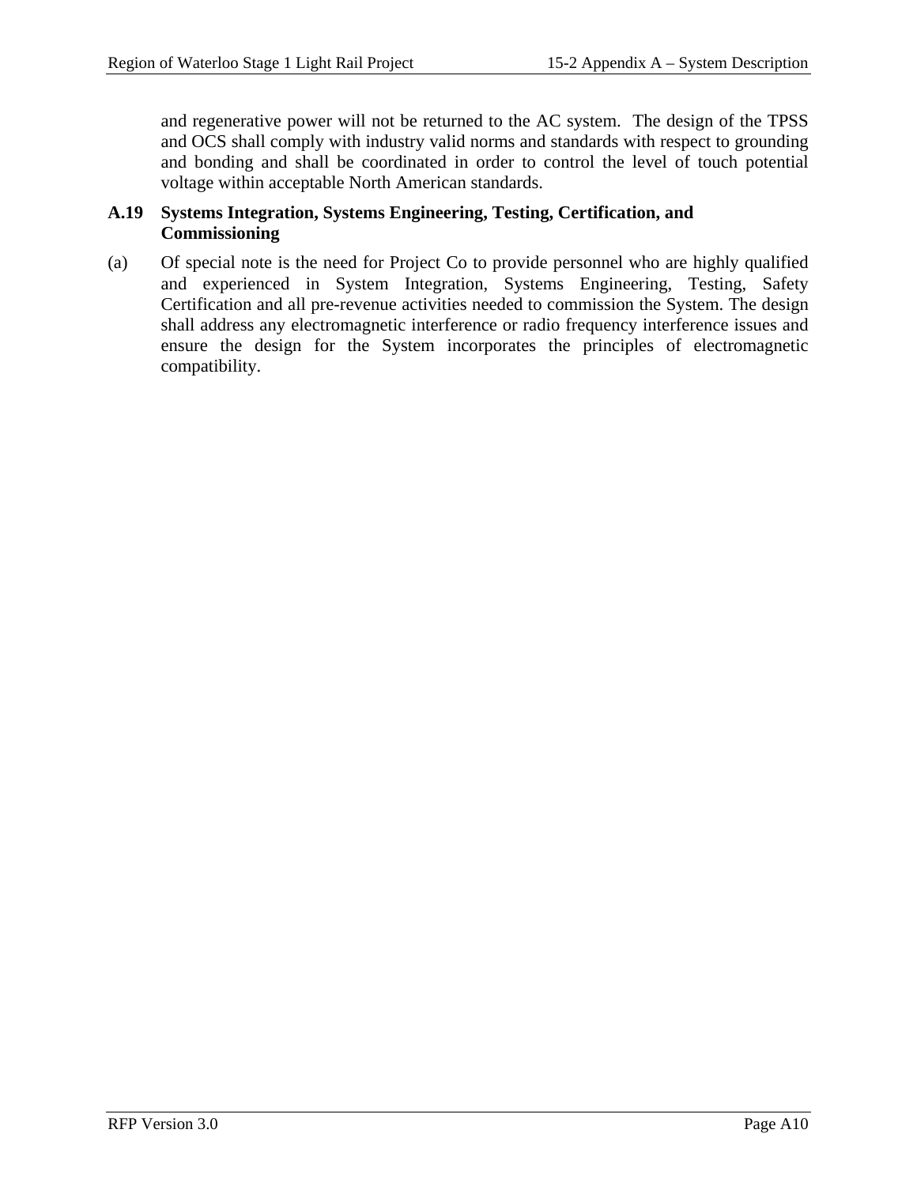and regenerative power will not be returned to the AC system. The design of the TPSS and OCS shall comply with industry valid norms and standards with respect to grounding and bonding and shall be coordinated in order to control the level of touch potential voltage within acceptable North American standards.

### A.19 Systems Integration, Systems Engineering, Testing, Certification, and Commissioning

(a) Of special note is the need for Project Co to provide personnel who are highly qualified and experienced in System Integration, Systems Engineering, Testing, Safety Certification and all pre-revenue activities needed to commission the System. The design shall address any electromagnetic interference or radio frequency interference issues and ensure the design for the System incorporates the principles of electromagnetic compatibility.